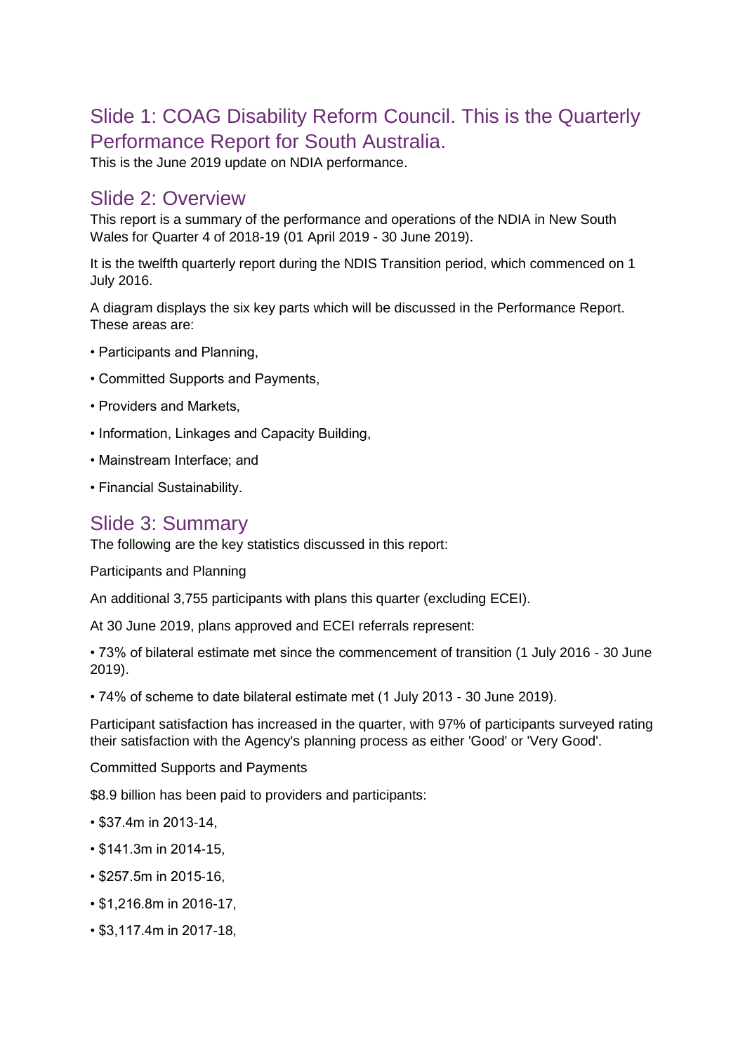## Slide 1: COAG Disability Reform Council. This is the Quarterly Performance Report for South Australia.

This is the June 2019 update on NDIA performance.

## Slide 2: Overview

This report is a summary of the performance and operations of the NDIA in New South Wales for Quarter 4 of 2018-19 (01 April 2019 - 30 June 2019).

It is the twelfth quarterly report during the NDIS Transition period, which commenced on 1 July 2016.

A diagram displays the six key parts which will be discussed in the Performance Report. These areas are:

- Participants and Planning,
- Committed Supports and Payments,
- Providers and Markets,
- Information, Linkages and Capacity Building,
- Mainstream Interface; and
- Financial Sustainability.

## Slide 3: Summary

The following are the key statistics discussed in this report:

Participants and Planning

An additional 3,755 participants with plans this quarter (excluding ECEI).

At 30 June 2019, plans approved and ECEI referrals represent:

- 73% of bilateral estimate met since the commencement of transition (1 July 2016 - 30 June 2019).
- 74% of scheme to date bilateral estimate met (1 July 2013 - 30 June 2019).

Participant satisfaction has increased in the quarter, with 97% of participants surveyed rating their satisfaction with the Agency's planning process as either 'Good' or 'Very Good'.

Committed Supports and Payments

$8.9 billion has been paid to providers and participants:

- $37.4m in 2013-14,
- $141.3m in 2014-15,
- $257.5m in 2015-16,
- $1,216.8m in 2016-17,
- $3,117.4m in 2017-18,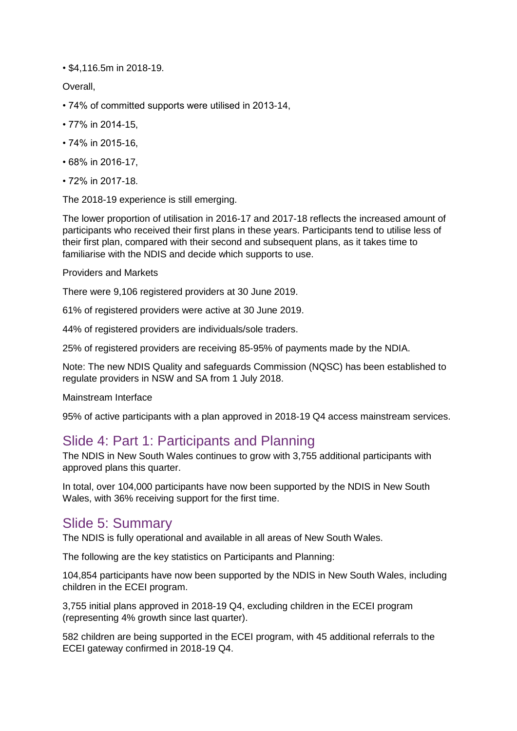• $4,116.5m in 2018-19.

Overall,

• 74% of committed supports were utilised in 2013-14,

• 77% in 2014-15,

• 74% in 2015-16,

• 68% in 2016-17,

• 72% in 2017-18.

The 2018-19 experience is still emerging.

The lower proportion of utilisation in 2016-17 and 2017-18 reflects the increased amount of participants who received their first plans in these years. Participants tend to utilise less of their first plan, compared with their second and subsequent plans, as it takes time to familiarise with the NDIS and decide which supports to use.

Providers and Markets

There were 9,106 registered providers at 30 June 2019.

61% of registered providers were active at 30 June 2019.

44% of registered providers are individuals/sole traders.

25% of registered providers are receiving 85-95% of payments made by the NDIA.

Note: The new NDIS Quality and safeguards Commission (NQSC) has been established to regulate providers in NSW and SA from 1 July 2018.

Mainstream Interface

95% of active participants with a plan approved in 2018-19 Q4 access mainstream services.

## Slide 4: Part 1: Participants and Planning

The NDIS in New South Wales continues to grow with 3,755 additional participants with approved plans this quarter.

In total, over 104,000 participants have now been supported by the NDIS in New South Wales, with 36% receiving support for the first time.

## Slide 5: Summary

The NDIS is fully operational and available in all areas of New South Wales.

The following are the key statistics on Participants and Planning:

104,854 participants have now been supported by the NDIS in New South Wales, including children in the ECEI program.

3,755 initial plans approved in 2018-19 Q4, excluding children in the ECEI program (representing 4% growth since last quarter).

582 children are being supported in the ECEI program, with 45 additional referrals to the ECEI gateway confirmed in 2018-19 Q4.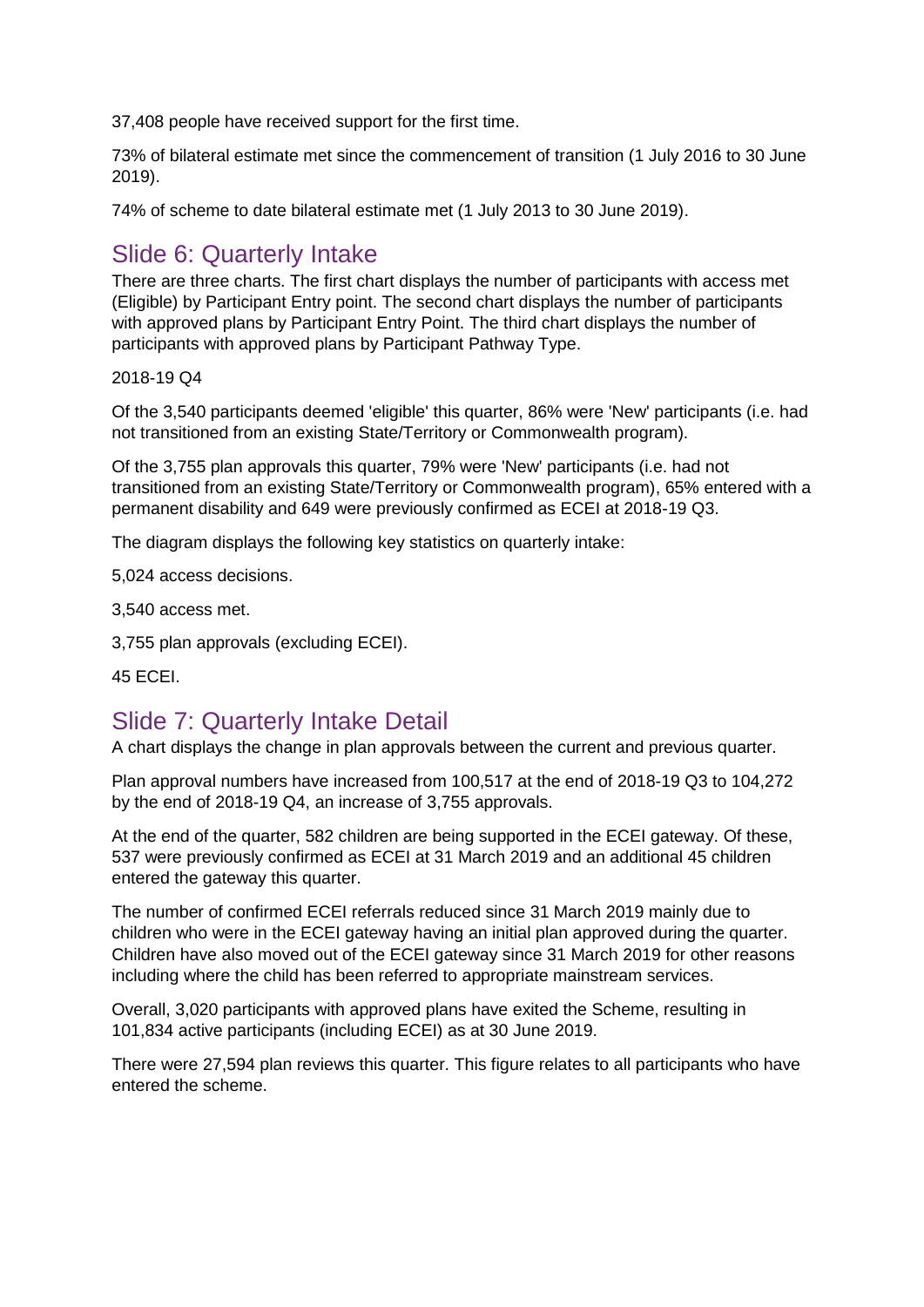37,408 people have received support for the first time.

73% of bilateral estimate met since the commencement of transition (1 July 2016 to 30 June 2019).

74% of scheme to date bilateral estimate met (1 July 2013 to 30 June 2019).

## Slide 6: Quarterly Intake

There are three charts. The first chart displays the number of participants with access met (Eligible) by Participant Entry point. The second chart displays the number of participants with approved plans by Participant Entry Point. The third chart displays the number of participants with approved plans by Participant Pathway Type.

2018-19 Q4

Of the 3,540 participants deemed 'eligible' this quarter, 86% were 'New' participants (i.e. had not transitioned from an existing State/Territory or Commonwealth program).

Of the 3,755 plan approvals this quarter, 79% were 'New' participants (i.e. had not transitioned from an existing State/Territory or Commonwealth program), 65% entered with a permanent disability and 649 were previously confirmed as ECEI at 2018-19 Q3.

The diagram displays the following key statistics on quarterly intake:

5,024 access decisions.

3,540 access met.

3,755 plan approvals (excluding ECEI).

45 ECEI.

## Slide 7: Quarterly Intake Detail

A chart displays the change in plan approvals between the current and previous quarter.

Plan approval numbers have increased from 100,517 at the end of 2018-19 Q3 to 104,272 by the end of 2018-19 Q4, an increase of 3,755 approvals.

At the end of the quarter, 582 children are being supported in the ECEI gateway. Of these, 537 were previously confirmed as ECEI at 31 March 2019 and an additional 45 children entered the gateway this quarter.

The number of confirmed ECEI referrals reduced since 31 March 2019 mainly due to children who were in the ECEI gateway having an initial plan approved during the quarter. Children have also moved out of the ECEI gateway since 31 March 2019 for other reasons including where the child has been referred to appropriate mainstream services.

Overall, 3,020 participants with approved plans have exited the Scheme, resulting in 101,834 active participants (including ECEI) as at 30 June 2019.

There were 27,594 plan reviews this quarter. This figure relates to all participants who have entered the scheme.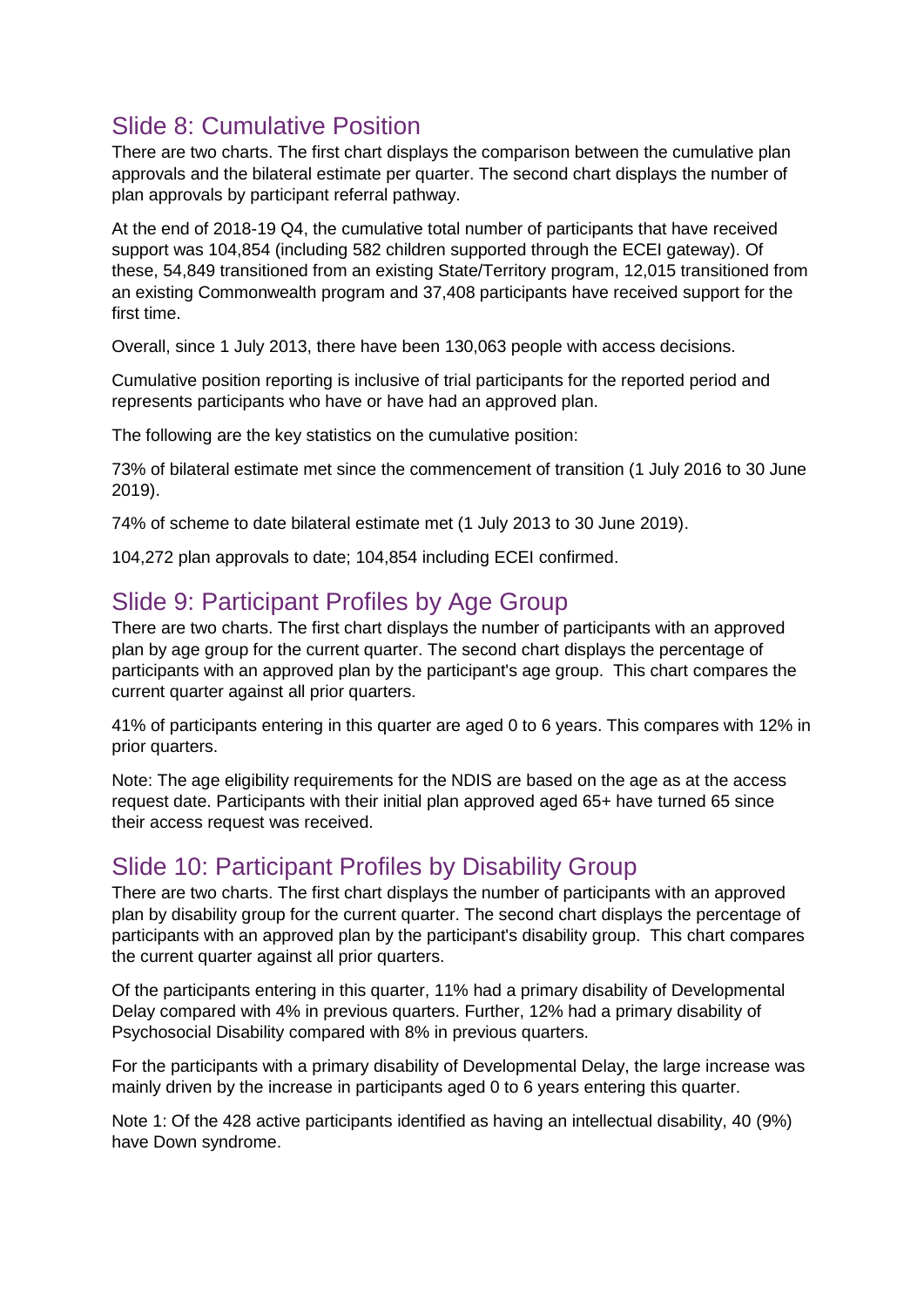## Slide 8: Cumulative Position

There are two charts. The first chart displays the comparison between the cumulative plan approvals and the bilateral estimate per quarter. The second chart displays the number of plan approvals by participant referral pathway.

At the end of 2018-19 Q4, the cumulative total number of participants that have received support was 104,854 (including 582 children supported through the ECEI gateway). Of these, 54,849 transitioned from an existing State/Territory program, 12,015 transitioned from an existing Commonwealth program and 37,408 participants have received support for the first time.

Overall, since 1 July 2013, there have been 130,063 people with access decisions.

Cumulative position reporting is inclusive of trial participants for the reported period and represents participants who have or have had an approved plan.

The following are the key statistics on the cumulative position:

73% of bilateral estimate met since the commencement of transition (1 July 2016 to 30 June 2019).

74% of scheme to date bilateral estimate met (1 July 2013 to 30 June 2019).

104,272 plan approvals to date; 104,854 including ECEI confirmed.

## Slide 9: Participant Profiles by Age Group

There are two charts. The first chart displays the number of participants with an approved plan by age group for the current quarter. The second chart displays the percentage of participants with an approved plan by the participant's age group. This chart compares the current quarter against all prior quarters.

41% of participants entering in this quarter are aged 0 to 6 years. This compares with 12% in prior quarters.

Note: The age eligibility requirements for the NDIS are based on the age as at the access request date. Participants with their initial plan approved aged 65+ have turned 65 since their access request was received.

## Slide 10: Participant Profiles by Disability Group

There are two charts. The first chart displays the number of participants with an approved plan by disability group for the current quarter. The second chart displays the percentage of participants with an approved plan by the participant's disability group. This chart compares the current quarter against all prior quarters.

Of the participants entering in this quarter, 11% had a primary disability of Developmental Delay compared with 4% in previous quarters. Further, 12% had a primary disability of Psychosocial Disability compared with 8% in previous quarters.

For the participants with a primary disability of Developmental Delay, the large increase was mainly driven by the increase in participants aged 0 to 6 years entering this quarter.

Note 1: Of the 428 active participants identified as having an intellectual disability, 40 (9%) have Down syndrome.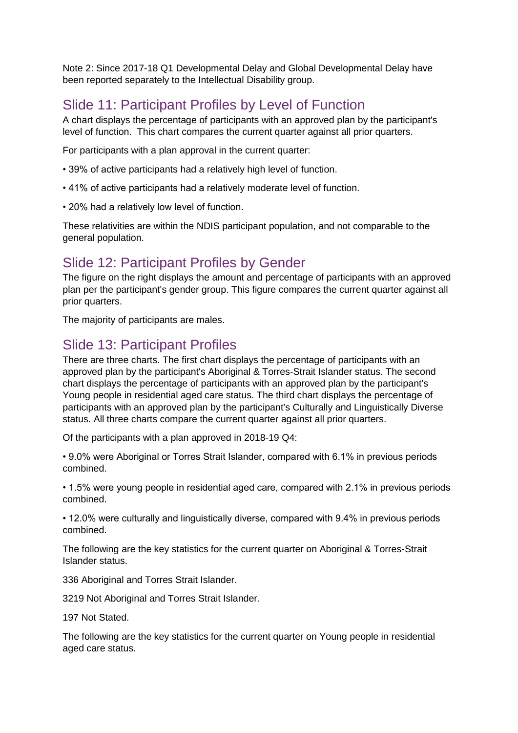Note 2: Since 2017-18 Q1 Developmental Delay and Global Developmental Delay have been reported separately to the Intellectual Disability group.

## Slide 11: Participant Profiles by Level of Function

A chart displays the percentage of participants with an approved plan by the participant's level of function. This chart compares the current quarter against all prior quarters.

For participants with a plan approval in the current quarter:

• 39% of active participants had a relatively high level of function.

• 41% of active participants had a relatively moderate level of function.

• 20% had a relatively low level of function.

These relativities are within the NDIS participant population, and not comparable to the general population.

## Slide 12: Participant Profiles by Gender

The figure on the right displays the amount and percentage of participants with an approved plan per the participant's gender group. This figure compares the current quarter against all prior quarters.

The majority of participants are males.

## Slide 13: Participant Profiles

There are three charts. The first chart displays the percentage of participants with an approved plan by the participant's Aboriginal & Torres-Strait Islander status. The second chart displays the percentage of participants with an approved plan by the participant's Young people in residential aged care status. The third chart displays the percentage of participants with an approved plan by the participant's Culturally and Linguistically Diverse status. All three charts compare the current quarter against all prior quarters.

Of the participants with a plan approved in 2018-19 Q4:

• 9.0% were Aboriginal or Torres Strait Islander, compared with 6.1% in previous periods combined.

• 1.5% were young people in residential aged care, compared with 2.1% in previous periods combined.

• 12.0% were culturally and linguistically diverse, compared with 9.4% in previous periods combined.

The following are the key statistics for the current quarter on Aboriginal & Torres-Strait Islander status.

336 Aboriginal and Torres Strait Islander.

3219 Not Aboriginal and Torres Strait Islander.

197 Not Stated.

The following are the key statistics for the current quarter on Young people in residential aged care status.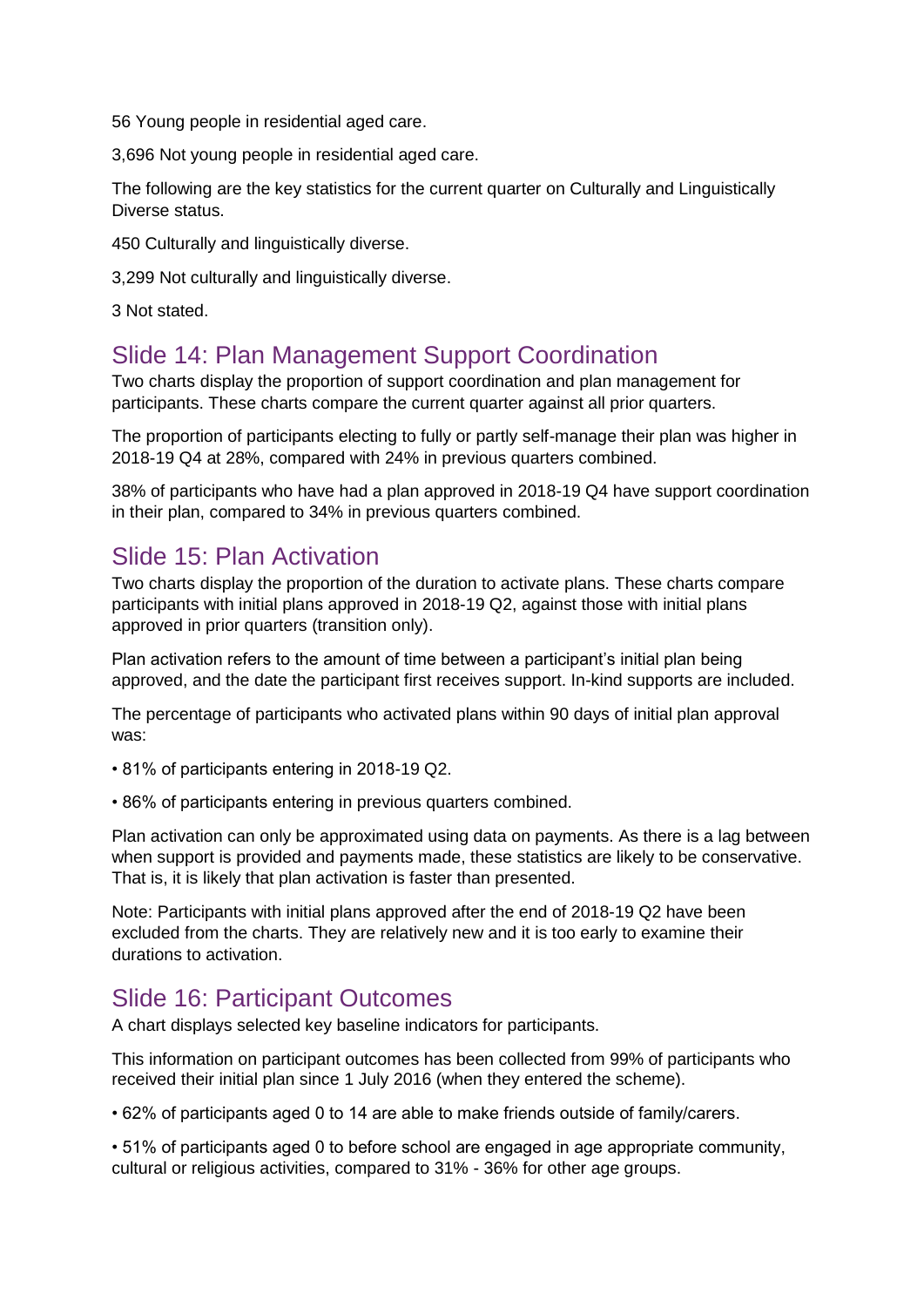56 Young people in residential aged care.

3,696 Not young people in residential aged care.

The following are the key statistics for the current quarter on Culturally and Linguistically Diverse status.

450 Culturally and linguistically diverse.

3,299 Not culturally and linguistically diverse.

3 Not stated.

## Slide 14: Plan Management Support Coordination

Two charts display the proportion of support coordination and plan management for participants. These charts compare the current quarter against all prior quarters.

The proportion of participants electing to fully or partly self-manage their plan was higher in 2018-19 Q4 at 28%, compared with 24% in previous quarters combined.

38% of participants who have had a plan approved in 2018-19 Q4 have support coordination in their plan, compared to 34% in previous quarters combined.

## Slide 15: Plan Activation

Two charts display the proportion of the duration to activate plans. These charts compare participants with initial plans approved in 2018-19 Q2, against those with initial plans approved in prior quarters (transition only).

Plan activation refers to the amount of time between a participant's initial plan being approved, and the date the participant first receives support. In-kind supports are included.

The percentage of participants who activated plans within 90 days of initial plan approval was:

- 81% of participants entering in 2018-19 Q2.
- 86% of participants entering in previous quarters combined.

Plan activation can only be approximated using data on payments. As there is a lag between when support is provided and payments made, these statistics are likely to be conservative. That is, it is likely that plan activation is faster than presented.

Note: Participants with initial plans approved after the end of 2018-19 Q2 have been excluded from the charts. They are relatively new and it is too early to examine their durations to activation.

## Slide 16: Participant Outcomes

A chart displays selected key baseline indicators for participants.

This information on participant outcomes has been collected from 99% of participants who received their initial plan since 1 July 2016 (when they entered the scheme).

- 62% of participants aged 0 to 14 are able to make friends outside of family/carers.
- 51% of participants aged 0 to before school are engaged in age appropriate community, cultural or religious activities, compared to 31% - 36% for other age groups.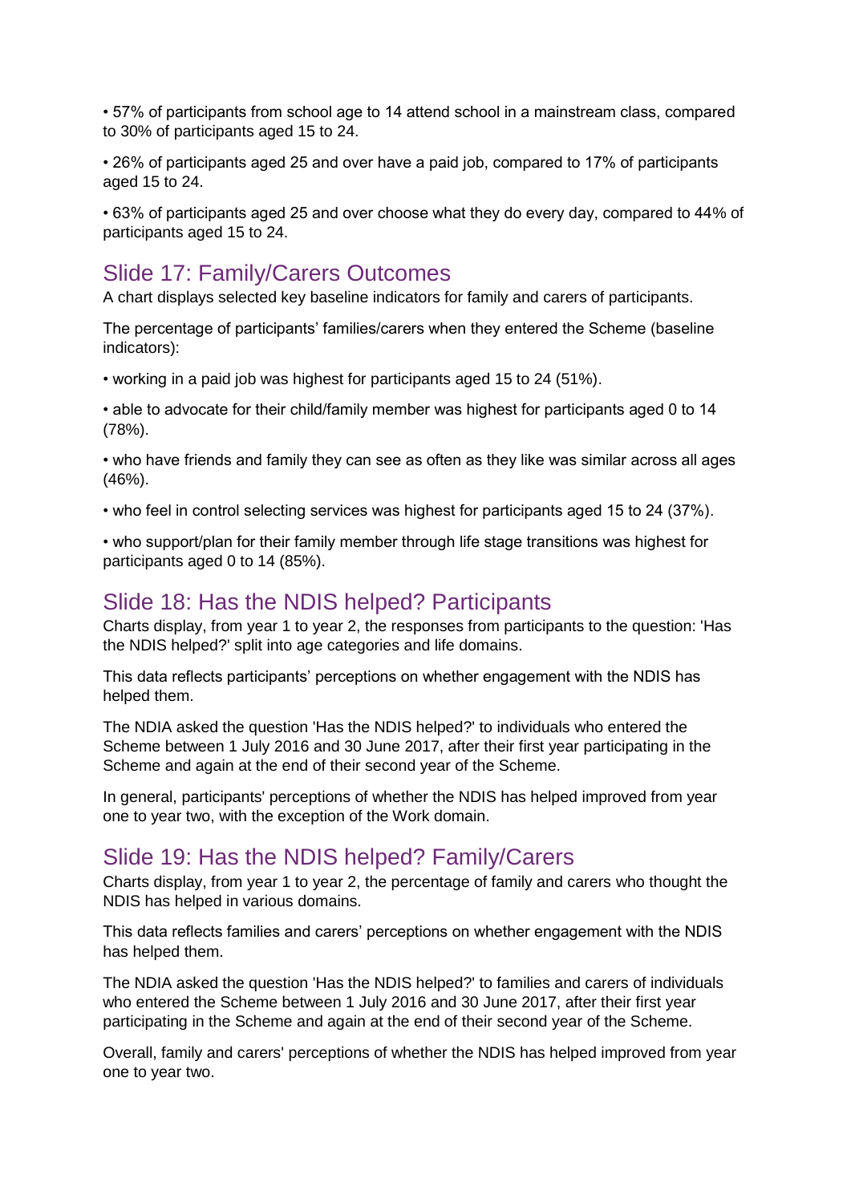• 57% of participants from school age to 14 attend school in a mainstream class, compared to 30% of participants aged 15 to 24.

• 26% of participants aged 25 and over have a paid job, compared to 17% of participants aged 15 to 24.

• 63% of participants aged 25 and over choose what they do every day, compared to 44% of participants aged 15 to 24.

## Slide 17: Family/Carers Outcomes

A chart displays selected key baseline indicators for family and carers of participants.

The percentage of participants' families/carers when they entered the Scheme (baseline indicators):

• working in a paid job was highest for participants aged 15 to 24 (51%).

• able to advocate for their child/family member was highest for participants aged 0 to 14 (78%).

• who have friends and family they can see as often as they like was similar across all ages (46%).

• who feel in control selecting services was highest for participants aged 15 to 24 (37%).

• who support/plan for their family member through life stage transitions was highest for participants aged 0 to 14 (85%).

## Slide 18: Has the NDIS helped? Participants

Charts display, from year 1 to year 2, the responses from participants to the question: 'Has the NDIS helped?' split into age categories and life domains.

This data reflects participants' perceptions on whether engagement with the NDIS has helped them.

The NDIA asked the question 'Has the NDIS helped?' to individuals who entered the Scheme between 1 July 2016 and 30 June 2017, after their first year participating in the Scheme and again at the end of their second year of the Scheme.

In general, participants' perceptions of whether the NDIS has helped improved from year one to year two, with the exception of the Work domain.

## Slide 19: Has the NDIS helped? Family/Carers

Charts display, from year 1 to year 2, the percentage of family and carers who thought the NDIS has helped in various domains.

This data reflects families and carers' perceptions on whether engagement with the NDIS has helped them.

The NDIA asked the question 'Has the NDIS helped?' to families and carers of individuals who entered the Scheme between 1 July 2016 and 30 June 2017, after their first year participating in the Scheme and again at the end of their second year of the Scheme.

Overall, family and carers' perceptions of whether the NDIS has helped improved from year one to year two.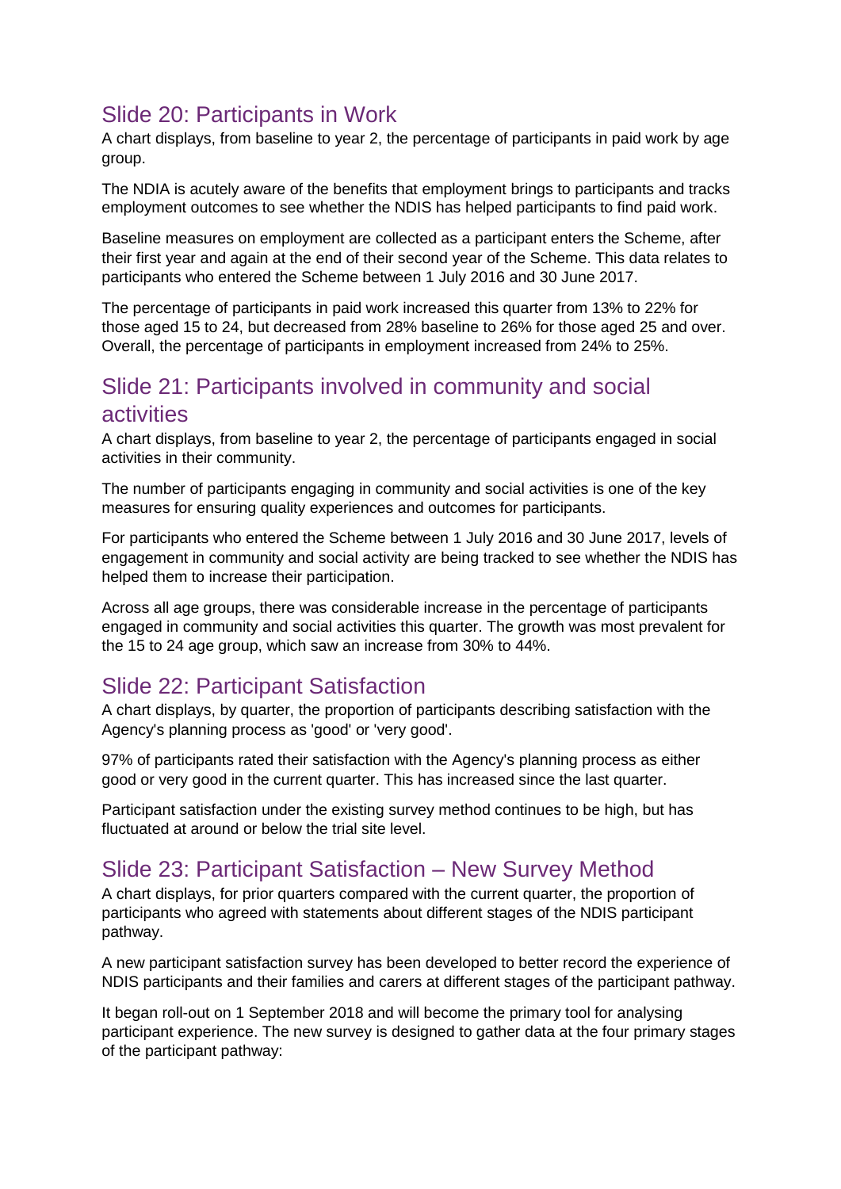## Slide 20: Participants in Work

A chart displays, from baseline to year 2, the percentage of participants in paid work by age group.

The NDIA is acutely aware of the benefits that employment brings to participants and tracks employment outcomes to see whether the NDIS has helped participants to find paid work.

Baseline measures on employment are collected as a participant enters the Scheme, after their first year and again at the end of their second year of the Scheme. This data relates to participants who entered the Scheme between 1 July 2016 and 30 June 2017.

The percentage of participants in paid work increased this quarter from 13% to 22% for those aged 15 to 24, but decreased from 28% baseline to 26% for those aged 25 and over. Overall, the percentage of participants in employment increased from 24% to 25%.

## Slide 21: Participants involved in community and social activities

A chart displays, from baseline to year 2, the percentage of participants engaged in social activities in their community.

The number of participants engaging in community and social activities is one of the key measures for ensuring quality experiences and outcomes for participants.

For participants who entered the Scheme between 1 July 2016 and 30 June 2017, levels of engagement in community and social activity are being tracked to see whether the NDIS has helped them to increase their participation.

Across all age groups, there was considerable increase in the percentage of participants engaged in community and social activities this quarter. The growth was most prevalent for the 15 to 24 age group, which saw an increase from 30% to 44%.

## Slide 22: Participant Satisfaction

A chart displays, by quarter, the proportion of participants describing satisfaction with the Agency's planning process as 'good' or 'very good'.

97% of participants rated their satisfaction with the Agency's planning process as either good or very good in the current quarter. This has increased since the last quarter.

Participant satisfaction under the existing survey method continues to be high, but has fluctuated at around or below the trial site level.

## Slide 23: Participant Satisfaction – New Survey Method

A chart displays, for prior quarters compared with the current quarter, the proportion of participants who agreed with statements about different stages of the NDIS participant pathway.

A new participant satisfaction survey has been developed to better record the experience of NDIS participants and their families and carers at different stages of the participant pathway.

It began roll-out on 1 September 2018 and will become the primary tool for analysing participant experience. The new survey is designed to gather data at the four primary stages of the participant pathway: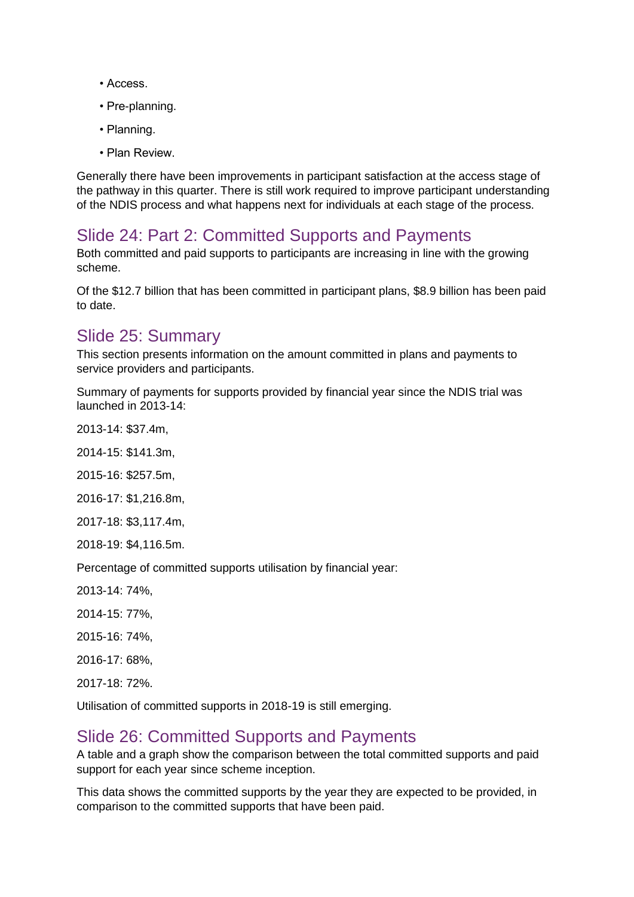- Access.
- Pre-planning.
- Planning.
- Plan Review.

Generally there have been improvements in participant satisfaction at the access stage of the pathway in this quarter. There is still work required to improve participant understanding of the NDIS process and what happens next for individuals at each stage of the process.

## Slide 24: Part 2: Committed Supports and Payments

Both committed and paid supports to participants are increasing in line with the growing scheme.

Of the $12.7 billion that has been committed in participant plans, $8.9 billion has been paid to date.

## Slide 25: Summary

This section presents information on the amount committed in plans and payments to service providers and participants.

Summary of payments for supports provided by financial year since the NDIS trial was launched in 2013-14:

2013-14: $37.4m,

2014-15: $141.3m,

2015-16: $257.5m,

2016-17: $1,216.8m,

2017-18: $3,117.4m,

2018-19: $4,116.5m.

Percentage of committed supports utilisation by financial year:

2013-14: 74%,

2014-15: 77%,

2015-16: 74%,

2016-17: 68%,

2017-18: 72%.

Utilisation of committed supports in 2018-19 is still emerging.

## Slide 26: Committed Supports and Payments

A table and a graph show the comparison between the total committed supports and paid support for each year since scheme inception.

This data shows the committed supports by the year they are expected to be provided, in comparison to the committed supports that have been paid.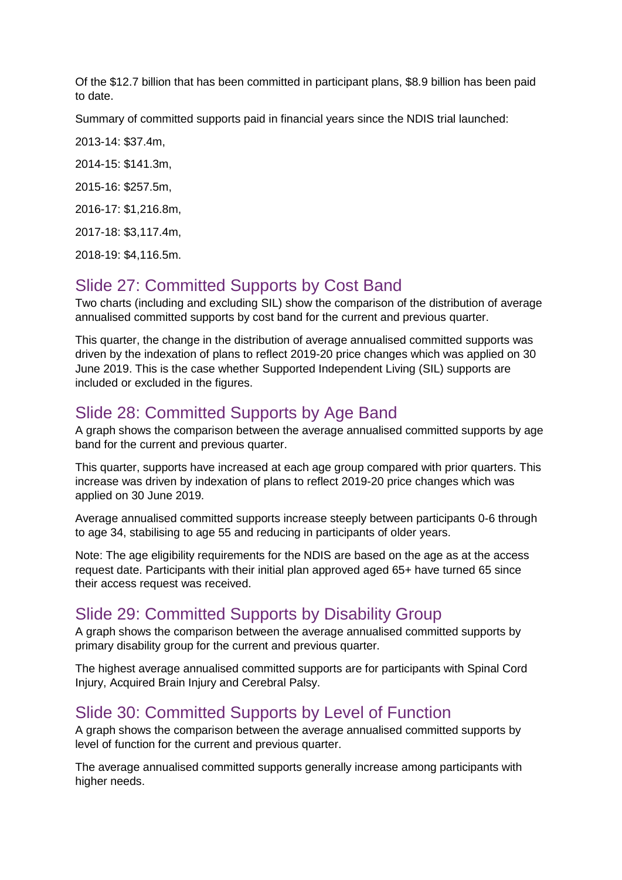Of the $12.7 billion that has been committed in participant plans, $8.9 billion has been paid to date.

Summary of committed supports paid in financial years since the NDIS trial launched:

2013-14: $37.4m,

2014-15: $141.3m,

2015-16: $257.5m,

2016-17: $1,216.8m,

2017-18: $3,117.4m,

2018-19: $4,116.5m.

## Slide 27: Committed Supports by Cost Band

Two charts (including and excluding SIL) show the comparison of the distribution of average annualised committed supports by cost band for the current and previous quarter.

This quarter, the change in the distribution of average annualised committed supports was driven by the indexation of plans to reflect 2019-20 price changes which was applied on 30 June 2019. This is the case whether Supported Independent Living (SIL) supports are included or excluded in the figures.

## Slide 28: Committed Supports by Age Band

A graph shows the comparison between the average annualised committed supports by age band for the current and previous quarter.

This quarter, supports have increased at each age group compared with prior quarters. This increase was driven by indexation of plans to reflect 2019-20 price changes which was applied on 30 June 2019.

Average annualised committed supports increase steeply between participants 0-6 through to age 34, stabilising to age 55 and reducing in participants of older years.

Note: The age eligibility requirements for the NDIS are based on the age as at the access request date. Participants with their initial plan approved aged 65+ have turned 65 since their access request was received.

## Slide 29: Committed Supports by Disability Group

A graph shows the comparison between the average annualised committed supports by primary disability group for the current and previous quarter.

The highest average annualised committed supports are for participants with Spinal Cord Injury, Acquired Brain Injury and Cerebral Palsy.

## Slide 30: Committed Supports by Level of Function

A graph shows the comparison between the average annualised committed supports by level of function for the current and previous quarter.

The average annualised committed supports generally increase among participants with higher needs.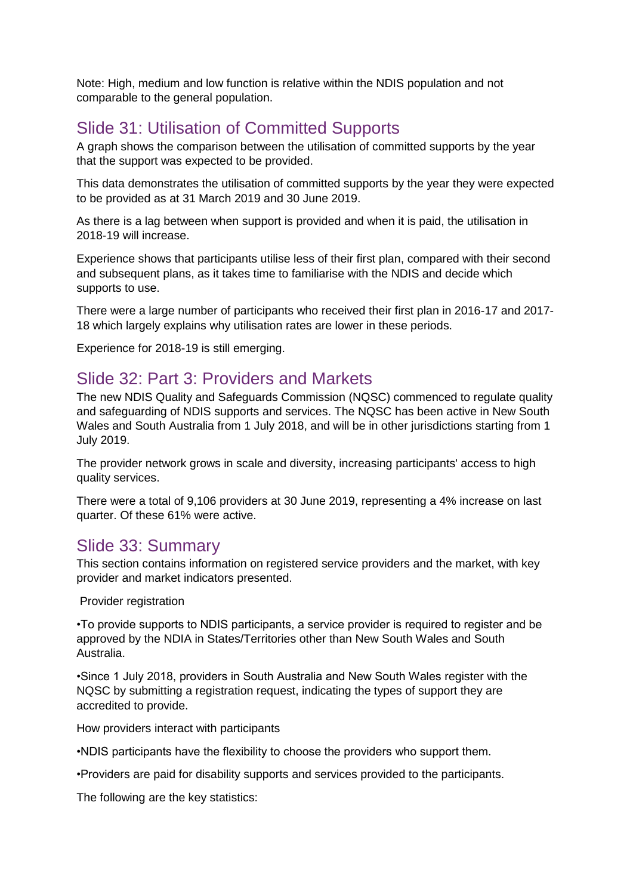Note: High, medium and low function is relative within the NDIS population and not comparable to the general population.

## Slide 31: Utilisation of Committed Supports

A graph shows the comparison between the utilisation of committed supports by the year that the support was expected to be provided.

This data demonstrates the utilisation of committed supports by the year they were expected to be provided as at 31 March 2019 and 30 June 2019.

As there is a lag between when support is provided and when it is paid, the utilisation in 2018-19 will increase.

Experience shows that participants utilise less of their first plan, compared with their second and subsequent plans, as it takes time to familiarise with the NDIS and decide which supports to use.

There were a large number of participants who received their first plan in 2016-17 and 2017-18 which largely explains why utilisation rates are lower in these periods.

Experience for 2018-19 is still emerging.

## Slide 32: Part 3: Providers and Markets

The new NDIS Quality and Safeguards Commission (NQSC) commenced to regulate quality and safeguarding of NDIS supports and services. The NQSC has been active in New South Wales and South Australia from 1 July 2018, and will be in other jurisdictions starting from 1 July 2019.

The provider network grows in scale and diversity, increasing participants' access to high quality services.

There were a total of 9,106 providers at 30 June 2019, representing a 4% increase on last quarter. Of these 61% were active.

## Slide 33: Summary

This section contains information on registered service providers and the market, with key provider and market indicators presented.

Provider registration

•To provide supports to NDIS participants, a service provider is required to register and be approved by the NDIA in States/Territories other than New South Wales and South Australia.

•Since 1 July 2018, providers in South Australia and New South Wales register with the NQSC by submitting a registration request, indicating the types of support they are accredited to provide.

How providers interact with participants

•NDIS participants have the flexibility to choose the providers who support them.

•Providers are paid for disability supports and services provided to the participants.

The following are the key statistics: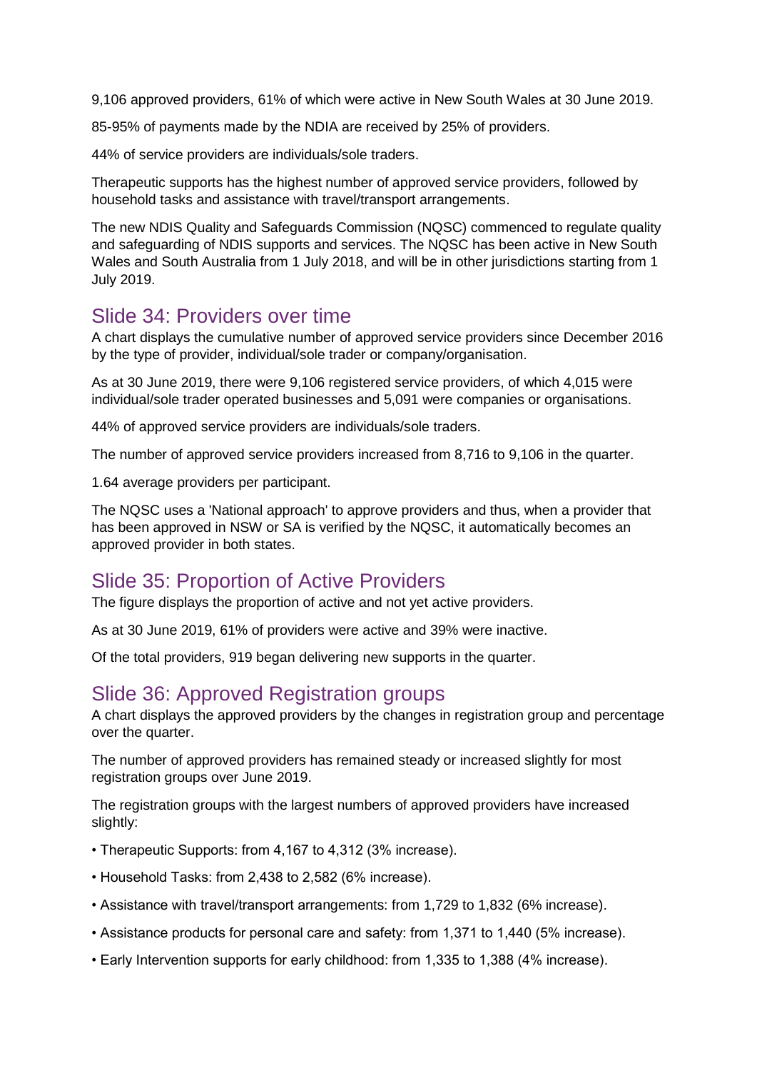9,106 approved providers, 61% of which were active in New South Wales at 30 June 2019.

85-95% of payments made by the NDIA are received by 25% of providers.

44% of service providers are individuals/sole traders.

Therapeutic supports has the highest number of approved service providers, followed by household tasks and assistance with travel/transport arrangements.

The new NDIS Quality and Safeguards Commission (NQSC) commenced to regulate quality and safeguarding of NDIS supports and services. The NQSC has been active in New South Wales and South Australia from 1 July 2018, and will be in other jurisdictions starting from 1 July 2019.

## Slide 34: Providers over time

A chart displays the cumulative number of approved service providers since December 2016 by the type of provider, individual/sole trader or company/organisation.

As at 30 June 2019, there were 9,106 registered service providers, of which 4,015 were individual/sole trader operated businesses and 5,091 were companies or organisations.

44% of approved service providers are individuals/sole traders.

The number of approved service providers increased from 8,716 to 9,106 in the quarter.

1.64 average providers per participant.

The NQSC uses a 'National approach' to approve providers and thus, when a provider that has been approved in NSW or SA is verified by the NQSC, it automatically becomes an approved provider in both states.

## Slide 35: Proportion of Active Providers

The figure displays the proportion of active and not yet active providers.

As at 30 June 2019, 61% of providers were active and 39% were inactive.

Of the total providers, 919 began delivering new supports in the quarter.

## Slide 36: Approved Registration groups

A chart displays the approved providers by the changes in registration group and percentage over the quarter.

The number of approved providers has remained steady or increased slightly for most registration groups over June 2019.

The registration groups with the largest numbers of approved providers have increased slightly:

- Therapeutic Supports: from 4,167 to 4,312 (3% increase).
- Household Tasks: from 2,438 to 2,582 (6% increase).
- Assistance with travel/transport arrangements: from 1,729 to 1,832 (6% increase).
- Assistance products for personal care and safety: from 1,371 to 1,440 (5% increase).
- Early Intervention supports for early childhood: from 1,335 to 1,388 (4% increase).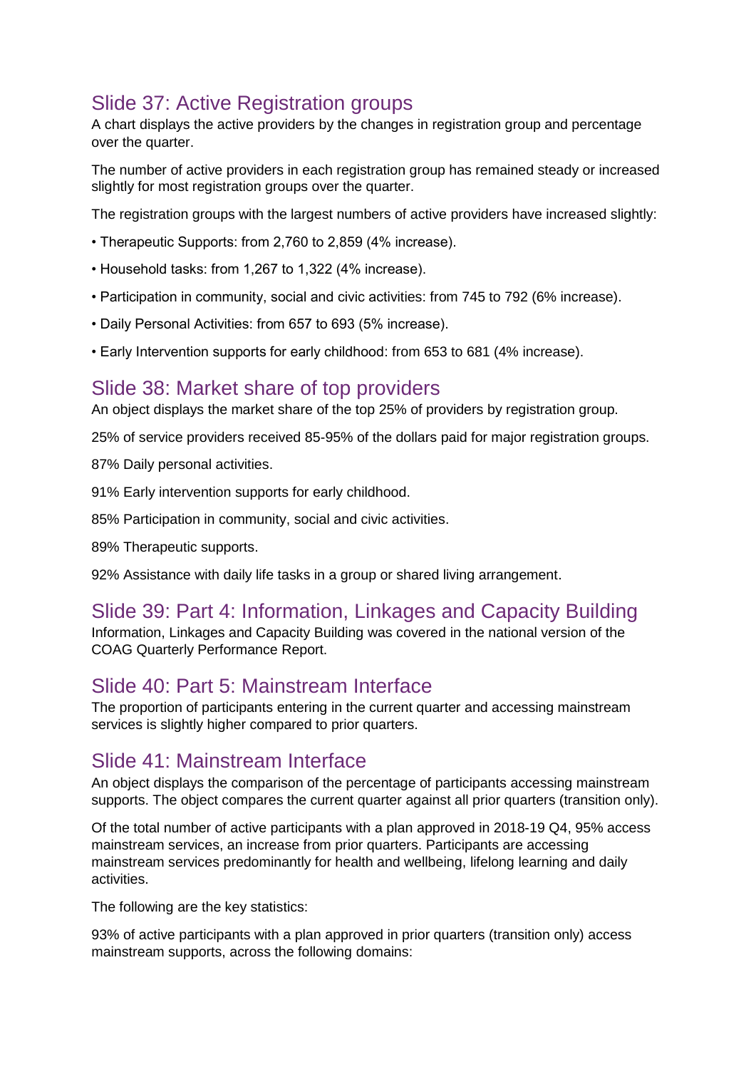## Slide 37: Active Registration groups

A chart displays the active providers by the changes in registration group and percentage over the quarter.

The number of active providers in each registration group has remained steady or increased slightly for most registration groups over the quarter.

The registration groups with the largest numbers of active providers have increased slightly:

- Therapeutic Supports: from 2,760 to 2,859 (4% increase).
- Household tasks: from 1,267 to 1,322 (4% increase).
- Participation in community, social and civic activities: from 745 to 792 (6% increase).
- Daily Personal Activities: from 657 to 693 (5% increase).
- Early Intervention supports for early childhood: from 653 to 681 (4% increase).

## Slide 38: Market share of top providers

An object displays the market share of the top 25% of providers by registration group.

25% of service providers received 85-95% of the dollars paid for major registration groups.

87% Daily personal activities.

91% Early intervention supports for early childhood.

85% Participation in community, social and civic activities.

89% Therapeutic supports.

92% Assistance with daily life tasks in a group or shared living arrangement.

## Slide 39: Part 4: Information, Linkages and Capacity Building

Information, Linkages and Capacity Building was covered in the national version of the COAG Quarterly Performance Report.

## Slide 40: Part 5: Mainstream Interface

The proportion of participants entering in the current quarter and accessing mainstream services is slightly higher compared to prior quarters.

## Slide 41: Mainstream Interface

An object displays the comparison of the percentage of participants accessing mainstream supports. The object compares the current quarter against all prior quarters (transition only).

Of the total number of active participants with a plan approved in 2018-19 Q4, 95% access mainstream services, an increase from prior quarters. Participants are accessing mainstream services predominantly for health and wellbeing, lifelong learning and daily activities.

The following are the key statistics:

93% of active participants with a plan approved in prior quarters (transition only) access mainstream supports, across the following domains: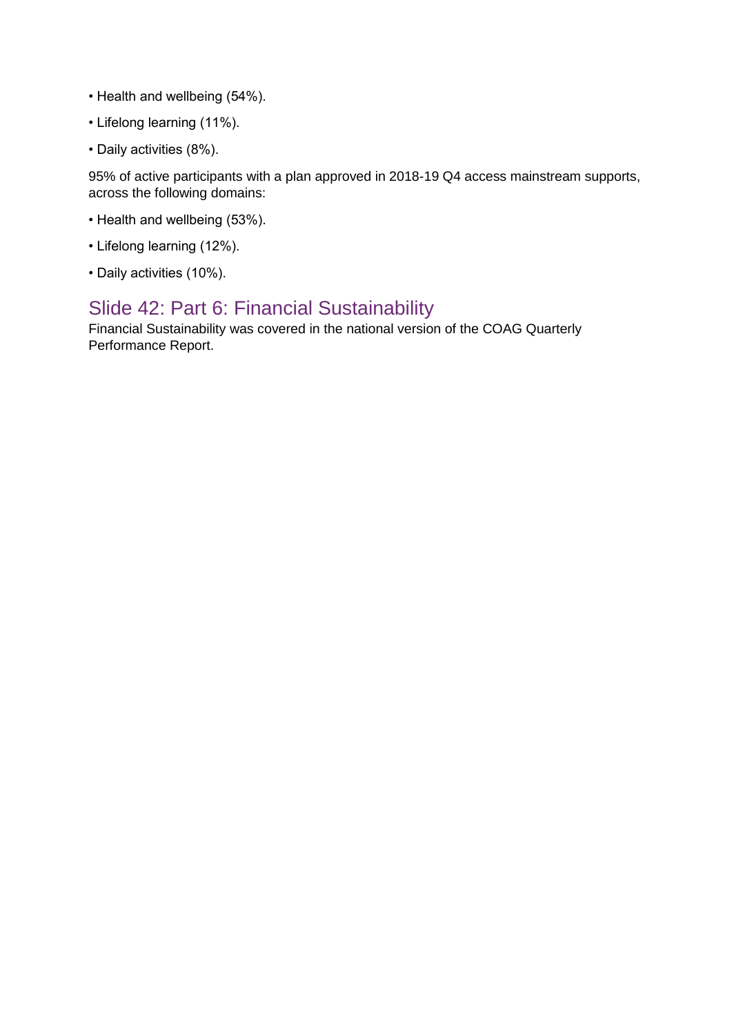- Health and wellbeing (54%).
- Lifelong learning (11%).
- Daily activities (8%).

95% of active participants with a plan approved in 2018-19 Q4 access mainstream supports, across the following domains:

- Health and wellbeing (53%).
- Lifelong learning (12%).
- Daily activities (10%).

## Slide 42: Part 6: Financial Sustainability

Financial Sustainability was covered in the national version of the COAG Quarterly Performance Report.